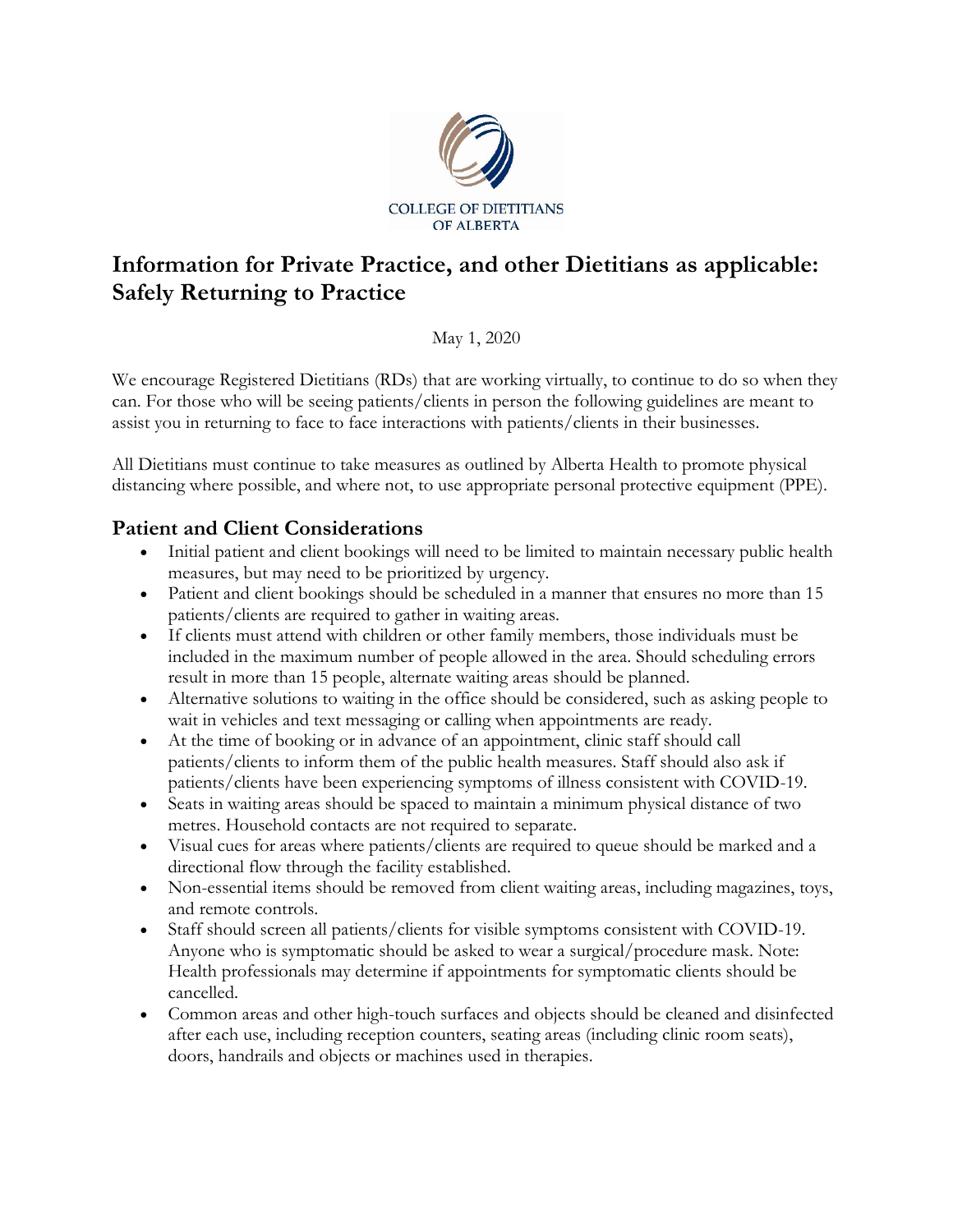COLLEGE OF DIETITIANS OF ALBERTA

# Information for Private Practice, and other Dietitians as applicable: Safely Returning to Practice

May 1, 2020

We encourage Registered Dietitians (RDs) that are working virtually, to continue to do so when they can. For those who will be seeing patients/clients in person the following guidelines are meant to assist you in returning to face to face interactions with patients/clients in their businesses.

All Dietitians must continue to take measures as outlined by Alberta Health to promote physical distancing where possible, and where not, to use appropriate personal protective equipment (PPE).

## Patient and Client Considerations

- Initial patient and client bookings will need to be limited to maintain necessary public health measures, but may need to be prioritized by urgency.
- Patient and client bookings should be scheduled in a manner that ensures no more than 15 patients/clients are required to gather in waiting areas.
- If clients must attend with children or other family members, those individuals must be included in the maximum number of people allowed in the area. Should scheduling errors result in more than 15 people, alternate waiting areas should be planned.
- Alternative solutions to waiting in the office should be considered, such as asking people to wait in vehicles and text messaging or calling when appointments are ready.
- At the time of booking or in advance of an appointment, clinic staff should call patients/clients to inform them of the public health measures. Staff should also ask if patients/clients have been experiencing symptoms of illness consistent with COVID-19.
- Seats in waiting areas should be spaced to maintain a minimum physical distance of two metres. Household contacts are not required to separate.
- Visual cues for areas where patients/clients are required to queue should be marked and a directional flow through the facility established.
- Non-essential items should be removed from client waiting areas, including magazines, toys, and remote controls.
- Staff should screen all patients/clients for visible symptoms consistent with COVID-19. Anyone who is symptomatic should be asked to wear a surgical/procedure mask. Note: Health professionals may determine if appointments for symptomatic clients should be cancelled.
- Common areas and other high-touch surfaces and objects should be cleaned and disinfected after each use, including reception counters, seating areas (including clinic room seats), doors, handrails and objects or machines used in therapies.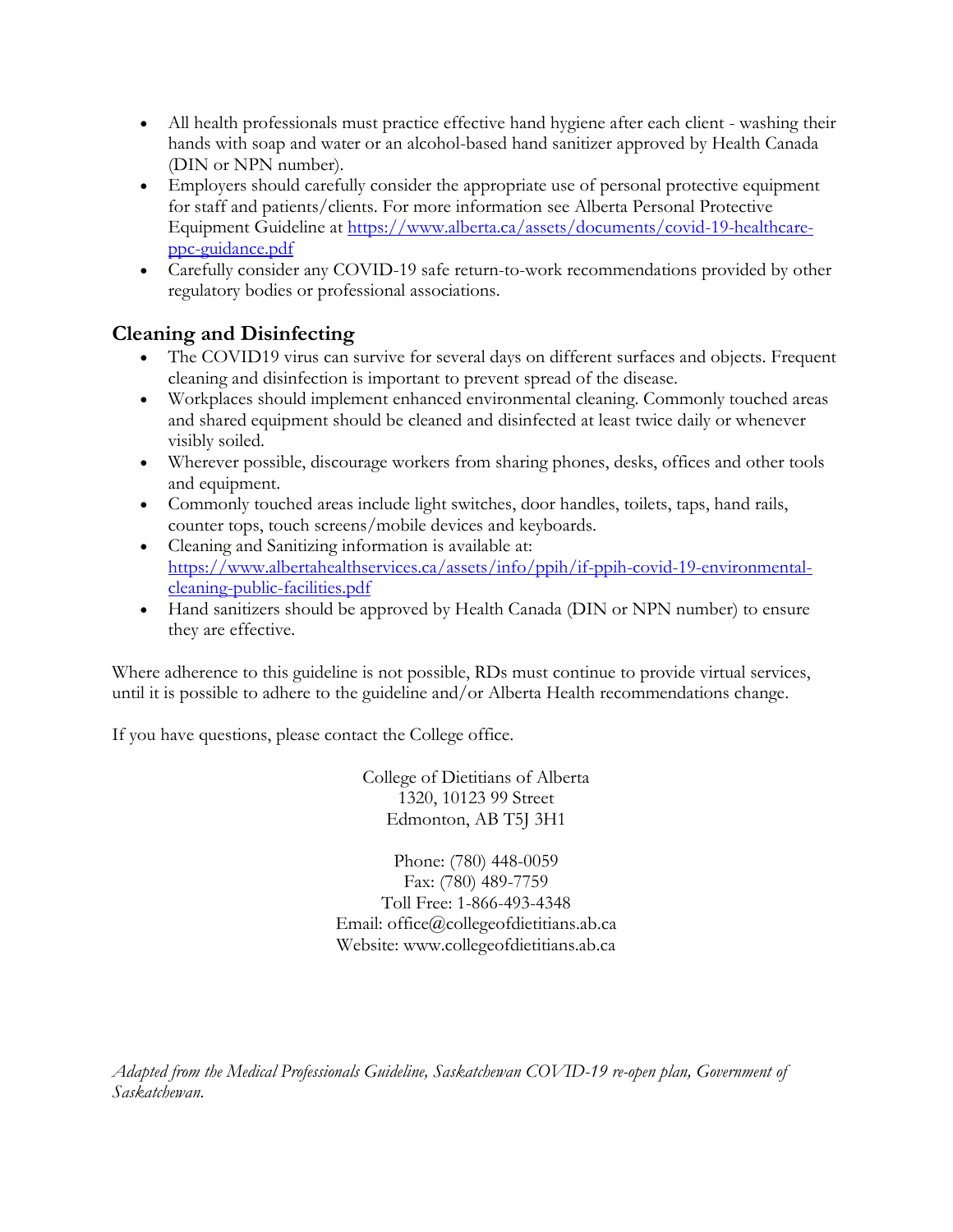- All health professionals must practice effective hand hygiene after each client - washing their hands with soap and water or an alcohol-based hand sanitizer approved by Health Canada (DIN or NPN number).
- Employers should carefully consider the appropriate use of personal protective equipment for staff and patients/clients. For more information see Alberta Personal Protective Equipment Guideline at [https://www.alberta.ca/assets/documents/covid-19-healthcare-ppc-guidance.pdf](https://www.alberta.ca/assets/documents/covid-19-healthcare-ppc-guidance.pdf)
- Carefully consider any COVID-19 safe return-to-work recommendations provided by other regulatory bodies or professional associations.

## Cleaning and Disinfecting

- The COVID19 virus can survive for several days on different surfaces and objects. Frequent cleaning and disinfection is important to prevent spread of the disease.
- Workplaces should implement enhanced environmental cleaning. Commonly touched areas and shared equipment should be cleaned and disinfected at least twice daily or whenever visibly soiled.
- Wherever possible, discourage workers from sharing phones, desks, offices and other tools and equipment.
- Commonly touched areas include light switches, door handles, toilets, taps, hand rails, counter tops, touch screens/mobile devices and keyboards.
- Cleaning and Sanitizing information is available at: [https://www.albertahealthservices.ca/assets/info/ppih/if-ppih-covid-19-environmental-cleaning-public-facilities.pdf](https://www.albertahealthservices.ca/assets/info/ppih/if-ppih-covid-19-environmental-cleaning-public-facilities.pdf)
- Hand sanitizers should be approved by Health Canada (DIN or NPN number) to ensure they are effective.

Where adherence to this guideline is not possible, RDs must continue to provide virtual services, until it is possible to adhere to the guideline and/or Alberta Health recommendations change.

If you have questions, please contact the College office.

College of Dietitians of Alberta
1320, 10123 99 Street
Edmonton, AB T5J 3H1

Phone: (780) 448-0059
Fax: (780) 489-7759
Toll Free: 1-866-493-4348
Email: office@collegeofdietitians.ab.ca
Website: www.collegeofdietitians.ab.ca

*Adapted from the Medical Professionals Guideline, Saskatchewan COVID-19 re-open plan, Government of Saskatchewan.*